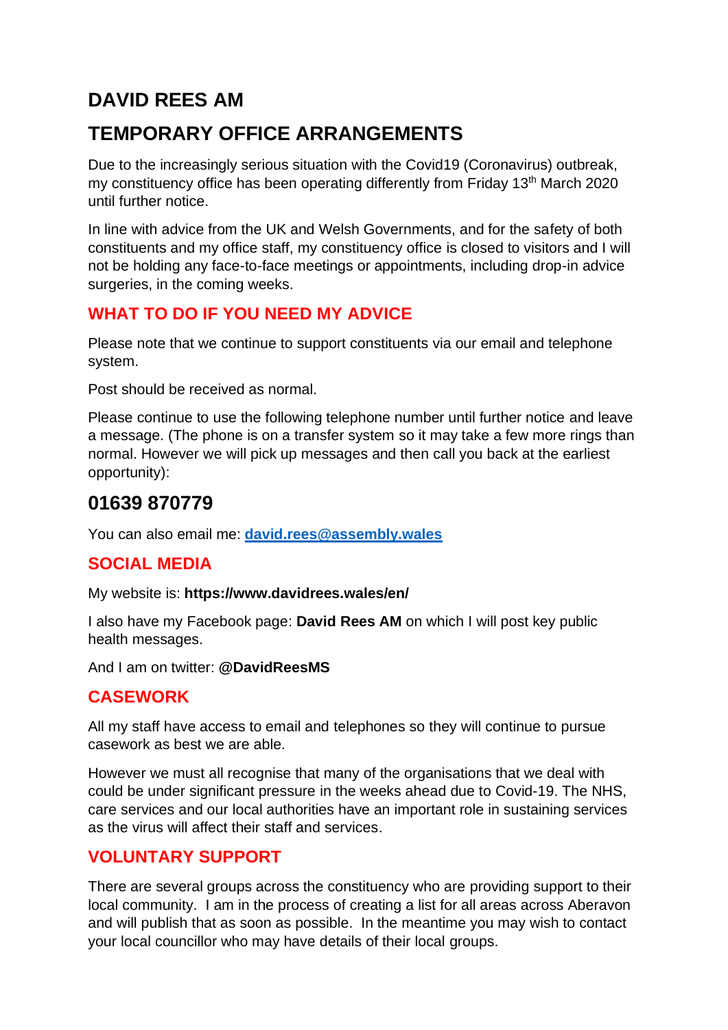# DAVID REES AM

# TEMPORARY OFFICE ARRANGEMENTS

Due to the increasingly serious situation with the Covid19 (Coronavirus) outbreak, my constituency office has been operating differently from Friday 13th March 2020 until further notice.

In line with advice from the UK and Welsh Governments, and for the safety of both constituents and my office staff, my constituency office is closed to visitors and I will not be holding any face-to-face meetings or appointments, including drop-in advice surgeries, in the coming weeks.

## WHAT TO DO IF YOU NEED MY ADVICE

Please note that we continue to support constituents via our email and telephone system.

Post should be received as normal.

Please continue to use the following telephone number until further notice and leave a message. (The phone is on a transfer system so it may take a few more rings than normal. However we will pick up messages and then call you back at the earliest opportunity):

# 01639 870779

You can also email me: **david.rees@assembly.wales**

## SOCIAL MEDIA

My website is: **https://www.davidrees.wales/en/**

I also have my Facebook page: **David Rees AM** on which I will post key public health messages.

And I am on twitter: **@DavidReesMS**

## CASEWORK

All my staff have access to email and telephones so they will continue to pursue casework as best we are able.

However we must all recognise that many of the organisations that we deal with could be under significant pressure in the weeks ahead due to Covid-19. The NHS, care services and our local authorities have an important role in sustaining services as the virus will affect their staff and services.

## VOLUNTARY SUPPORT

There are several groups across the constituency who are providing support to their local community. I am in the process of creating a list for all areas across Aberavon and will publish that as soon as possible. In the meantime you may wish to contact your local councillor who may have details of their local groups.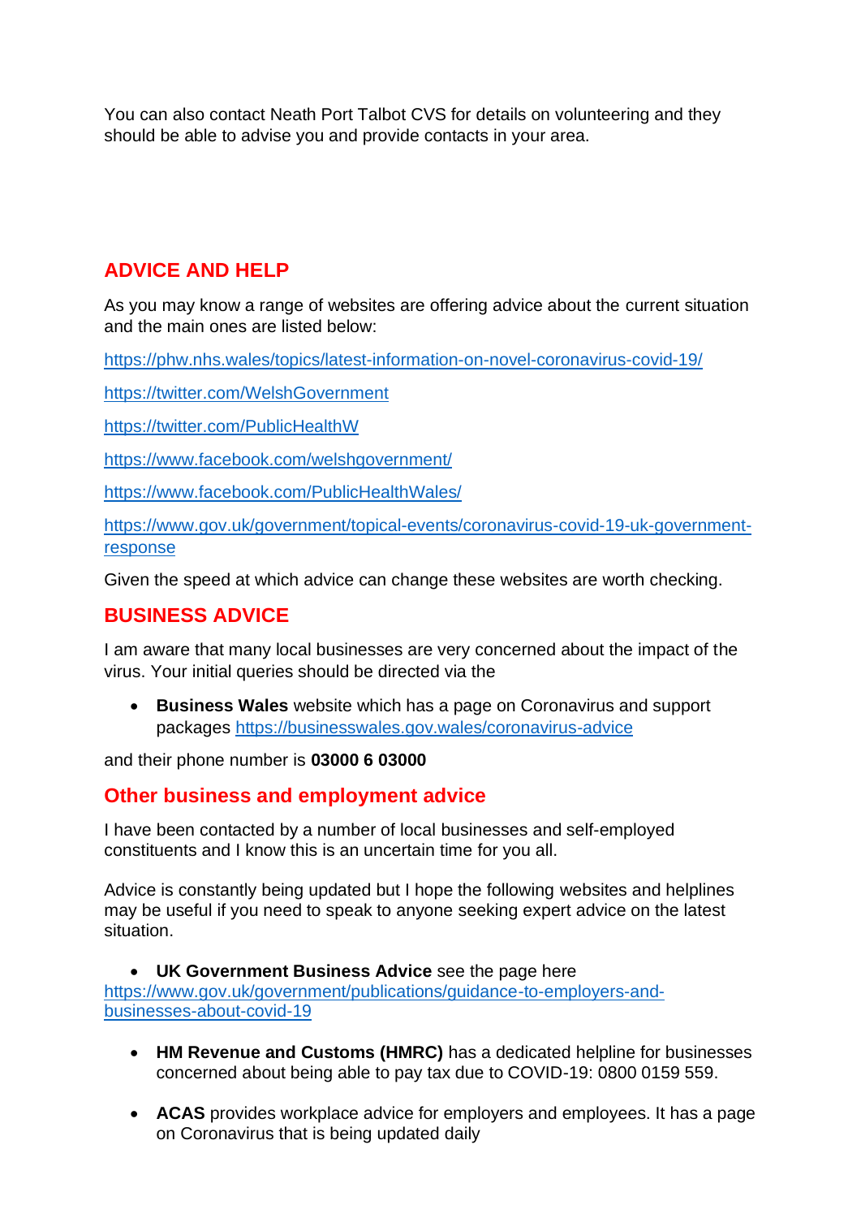You can also contact Neath Port Talbot CVS for details on volunteering and they should be able to advise you and provide contacts in your area.

## ADVICE AND HELP

As you may know a range of websites are offering advice about the current situation and the main ones are listed below:

https://phw.nhs.wales/topics/latest-information-on-novel-coronavirus-covid-19/

https://twitter.com/WelshGovernment

https://twitter.com/PublicHealthW

https://www.facebook.com/welshgovernment/

https://www.facebook.com/PublicHealthWales/

https://www.gov.uk/government/topical-events/coronavirus-covid-19-uk-government-response

Given the speed at which advice can change these websites are worth checking.

## BUSINESS ADVICE

I am aware that many local businesses are very concerned about the impact of the virus. Your initial queries should be directed via the

- **Business Wales** website which has a page on Coronavirus and support packages https://businesswales.gov.wales/coronavirus-advice

and their phone number is **03000 6 03000**

## Other business and employment advice

I have been contacted by a number of local businesses and self-employed constituents and I know this is an uncertain time for you all.

Advice is constantly being updated but I hope the following websites and helplines may be useful if you need to speak to anyone seeking expert advice on the latest situation.

- **UK Government Business Advice** see the page here https://www.gov.uk/government/publications/guidance-to-employers-and-businesses-about-covid-19

- **HM Revenue and Customs (HMRC)** has a dedicated helpline for businesses concerned about being able to pay tax due to COVID-19: 0800 0159 559.

- **ACAS** provides workplace advice for employers and employees. It has a page on Coronavirus that is being updated daily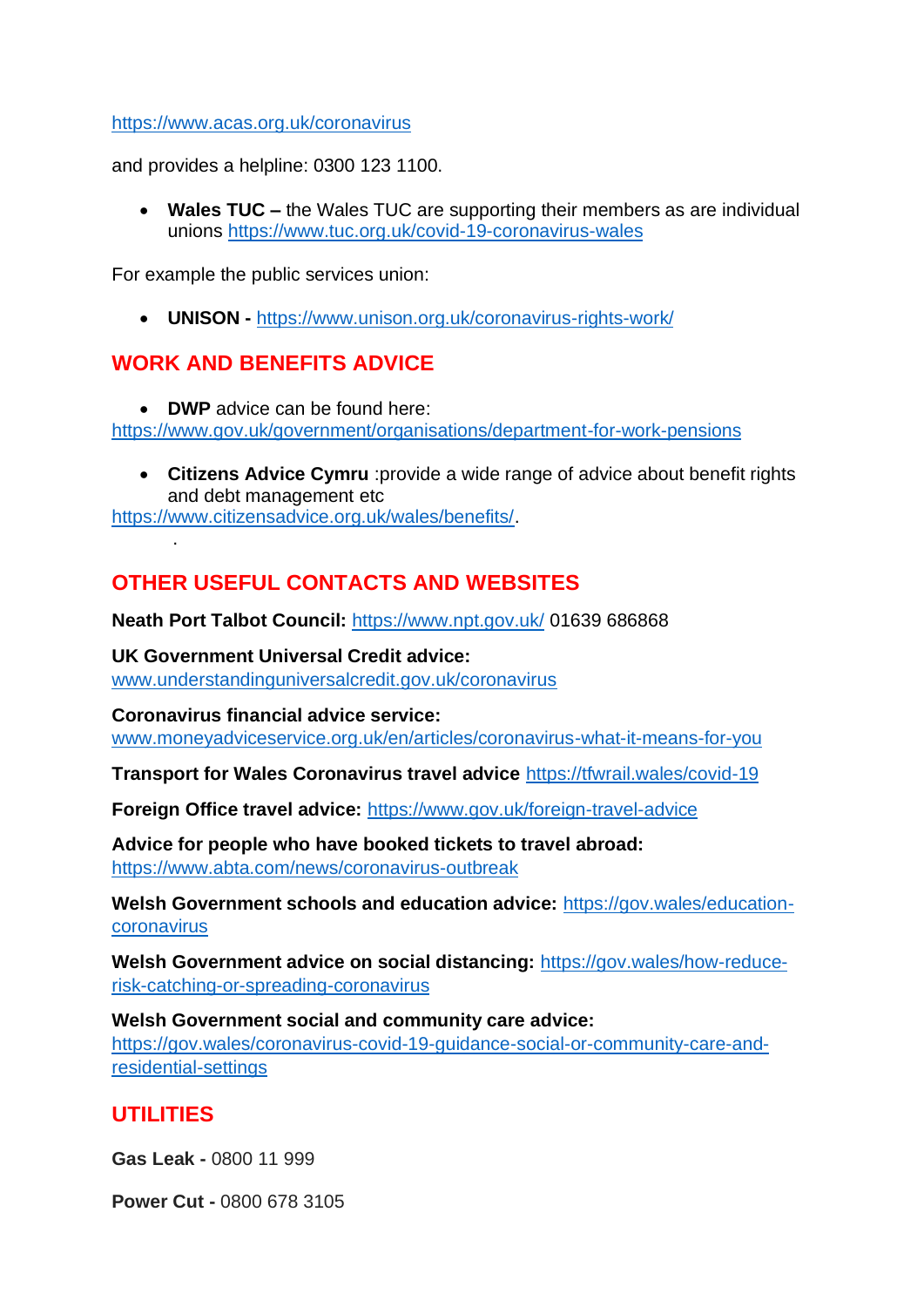https://www.acas.org.uk/coronavirus

and provides a helpline: 0300 123 1100.

- **Wales TUC –** the Wales TUC are supporting their members as are individual unions https://www.tuc.org.uk/covid-19-coronavirus-wales

For example the public services union:

- **UNISON -** https://www.unison.org.uk/coronavirus-rights-work/

## WORK AND BENEFITS ADVICE

- **DWP** advice can be found here:

https://www.gov.uk/government/organisations/department-for-work-pensions

- **Citizens Advice Cymru** :provide a wide range of advice about benefit rights and debt management etc

https://www.citizensadvice.org.uk/wales/benefits/.

.

## OTHER USEFUL CONTACTS AND WEBSITES

**Neath Port Talbot Council:** https://www.npt.gov.uk/ 01639 686868

**UK Government Universal Credit advice:**
www.understandinguniversalcredit.gov.uk/coronavirus

**Coronavirus financial advice service:**
www.moneyadviceservice.org.uk/en/articles/coronavirus-what-it-means-for-you

**Transport for Wales Coronavirus travel advice** https://tfwrail.wales/covid-19

**Foreign Office travel advice:** https://www.gov.uk/foreign-travel-advice

**Advice for people who have booked tickets to travel abroad:**
https://www.abta.com/news/coronavirus-outbreak

**Welsh Government schools and education advice:** https://gov.wales/education-coronavirus

**Welsh Government advice on social distancing:** https://gov.wales/how-reduce-risk-catching-or-spreading-coronavirus

**Welsh Government social and community care advice:**
https://gov.wales/coronavirus-covid-19-guidance-social-or-community-care-and-residential-settings

## UTILITIES

**Gas Leak -** 0800 11 999

**Power Cut -** 0800 678 3105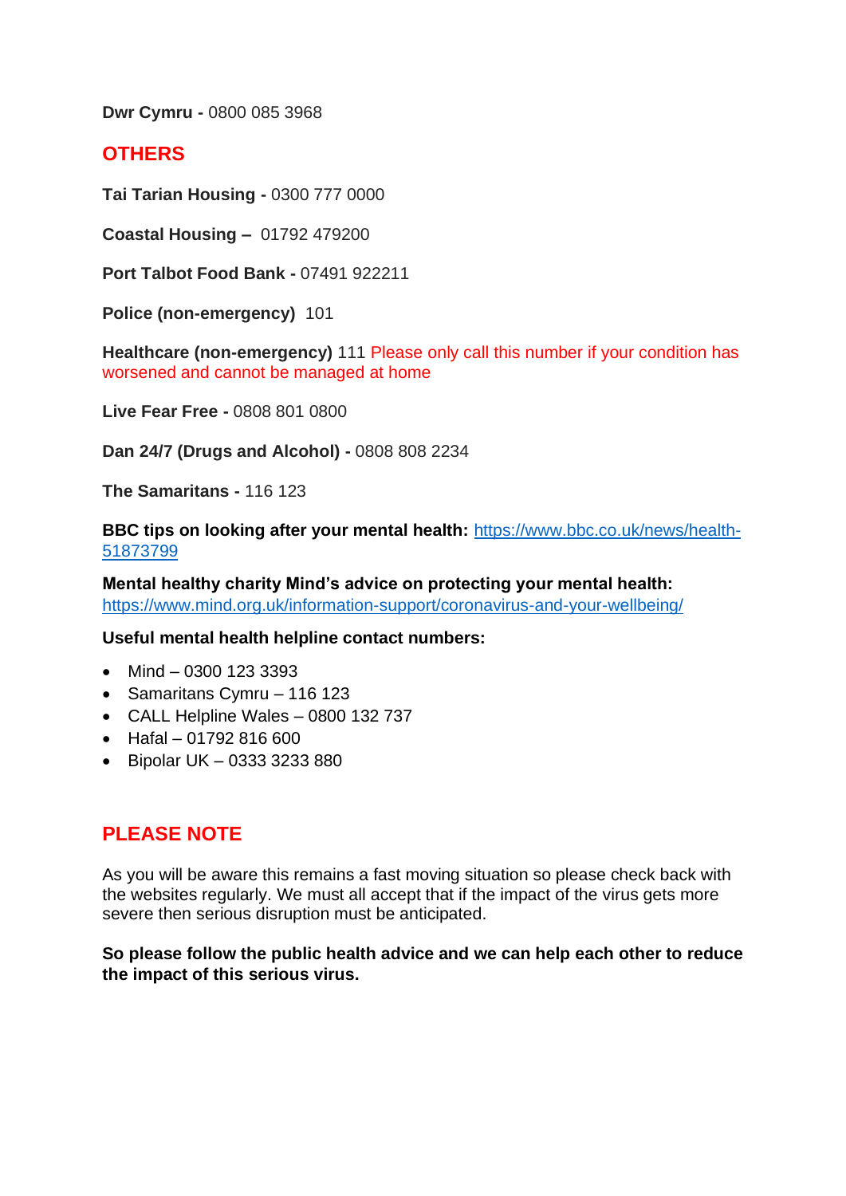**Dwr Cymru -** 0800 085 3968

## OTHERS

**Tai Tarian Housing -** 0300 777 0000

**Coastal Housing –** 01792 479200

**Port Talbot Food Bank -** 07491 922211

**Police (non-emergency)** 101

**Healthcare (non-emergency)** 111 Please only call this number if your condition has worsened and cannot be managed at home

**Live Fear Free -** 0808 801 0800

**Dan 24/7 (Drugs and Alcohol) -** 0808 808 2234

**The Samaritans -** 116 123

**BBC tips on looking after your mental health:** https://www.bbc.co.uk/news/health-51873799

**Mental healthy charity Mind's advice on protecting your mental health:** https://www.mind.org.uk/information-support/coronavirus-and-your-wellbeing/

**Useful mental health helpline contact numbers:**

- Mind – 0300 123 3393
- Samaritans Cymru – 116 123
- CALL Helpline Wales – 0800 132 737
- Hafal – 01792 816 600
- Bipolar UK – 0333 3233 880

## PLEASE NOTE

As you will be aware this remains a fast moving situation so please check back with the websites regularly. We must all accept that if the impact of the virus gets more severe then serious disruption must be anticipated.

**So please follow the public health advice and we can help each other to reduce the impact of this serious virus.**